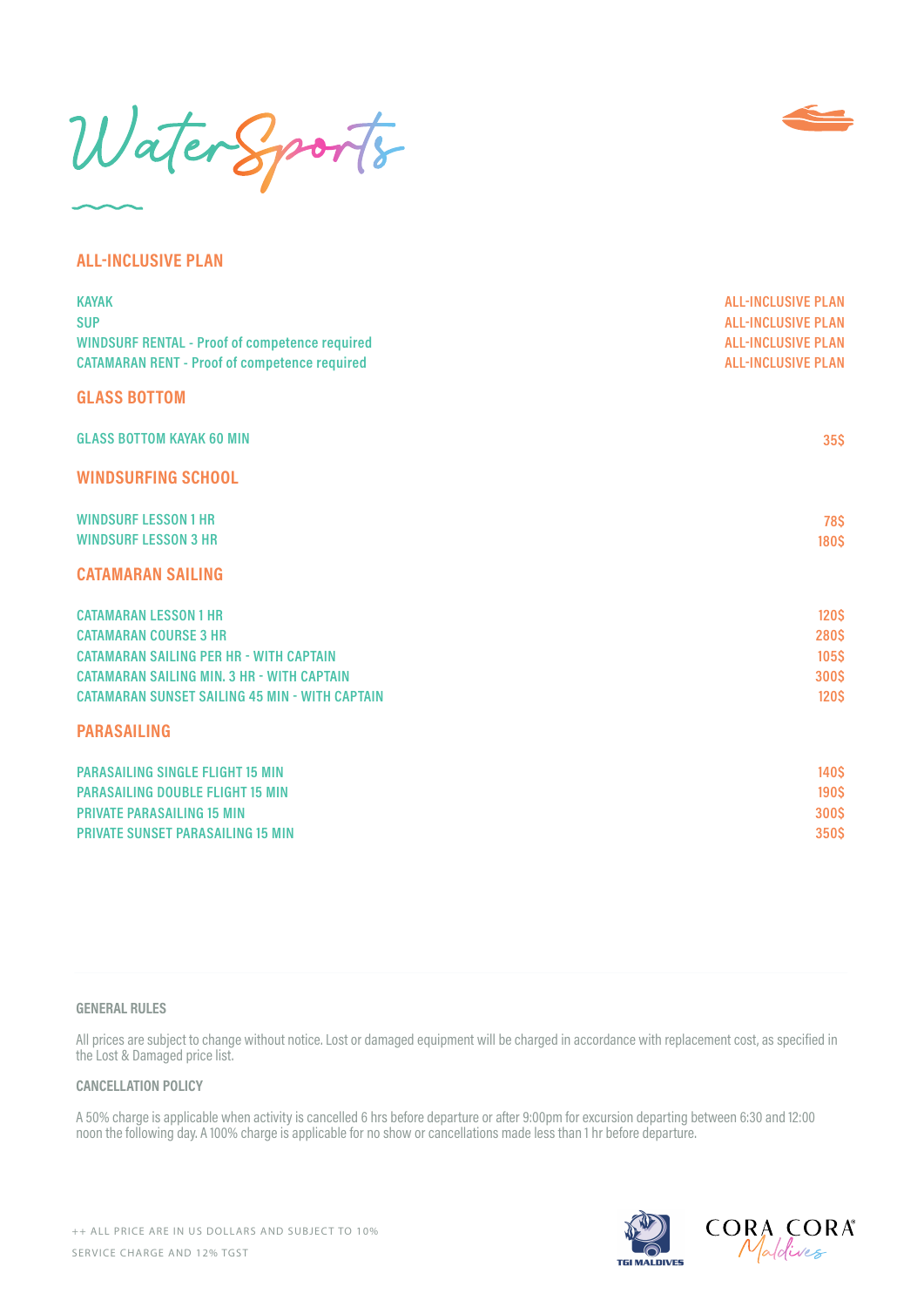# WaterSports

## ALL-INCLUSIVE PLAN

| | |
|---|---|
| KAYAK | ALL-INCLUSIVE PLAN |
| SUP | ALL-INCLUSIVE PLAN |
| WINDSURF RENTAL - Proof of competence required | ALL-INCLUSIVE PLAN |
| CATAMARAN RENT - Proof of competence required | ALL-INCLUSIVE PLAN |

## GLASS BOTTOM

| | |
|---|---|
| GLASS BOTTOM KAYAK 60 MIN | 35$ |

## WINDSURFING SCHOOL

| | |
|---|---|
| WINDSURF LESSON 1 HR | 78$ |
| WINDSURF LESSON 3 HR | 180$ |

## CATAMARAN SAILING

| | |
|---|---|
| CATAMARAN LESSON 1 HR | 120$ |
| CATAMARAN COURSE 3 HR | 280$ |
| CATAMARAN SAILING PER HR - WITH CAPTAIN | 105$ |
| CATAMARAN SAILING MIN. 3 HR - WITH CAPTAIN | 300$ |
| CATAMARAN SUNSET SAILING 45 MIN - WITH CAPTAIN | 120$ |

## PARASAILING

| | |
|---|---|
| PARASAILING SINGLE FLIGHT 15 MIN | 140$ |
| PARASAILING DOUBLE FLIGHT 15 MIN | 190$ |
| PRIVATE PARASAILING 15 MIN | 300$ |
| PRIVATE SUNSET PARASAILING 15 MIN | 350$ |

### GENERAL RULES

All prices are subject to change without notice. Lost or damaged equipment will be charged in accordance with replacement cost, as specified in the Lost & Damaged price list.

### CANCELLATION POLICY

A 50% charge is applicable when activity is cancelled 6 hrs before departure or after 9:00pm for excursion departing between 6:30 and 12:00 noon the following day. A 100% charge is applicable for no show or cancellations made less than 1 hr before departure.

++ ALL PRICE ARE IN US DOLLARS AND SUBJECT TO 10% SERVICE CHARGE AND 12% TGST

TGI MALDIVES

CORA CORA Maldives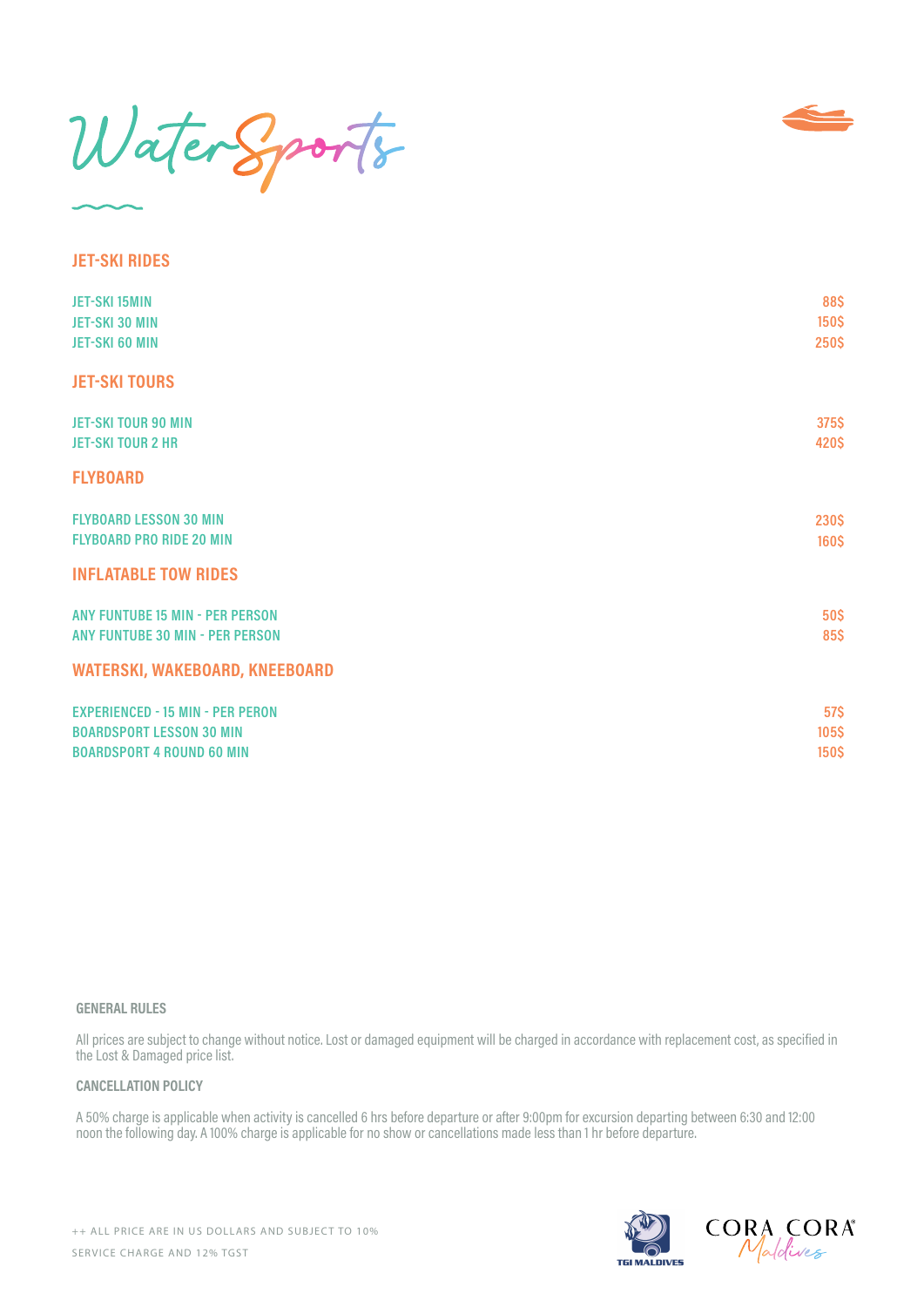# WaterSports

## JET-SKI RIDES

| | |
|---|---|
| JET-SKI 15MIN | 88$ |
| JET-SKI 30 MIN | 150$ |
| JET-SKI 60 MIN | 250$ |

## JET-SKI TOURS

| | |
|---|---|
| JET-SKI TOUR 90 MIN | 375$ |
| JET-SKI TOUR 2 HR | 420$ |

## FLYBOARD

| | |
|---|---|
| FLYBOARD LESSON 30 MIN | 230$ |
| FLYBOARD PRO RIDE 20 MIN | 160$ |

## INFLATABLE TOW RIDES

| | |
|---|---|
| ANY FUNTUBE 15 MIN - PER PERSON | 50$ |
| ANY FUNTUBE 30 MIN - PER PERSON | 85$ |

## WATERSKI, WAKEBOARD, KNEEBOARD

| | |
|---|---|
| EXPERIENCED - 15 MIN - PER PERON | 57$ |
| BOARDSPORT LESSON 30 MIN | 105$ |
| BOARDSPORT 4 ROUND 60 MIN | 150$ |

### GENERAL RULES

All prices are subject to change without notice. Lost or damaged equipment will be charged in accordance with replacement cost, as specified in the Lost & Damaged price list.

### CANCELLATION POLICY

A 50% charge is applicable when activity is cancelled 6 hrs before departure or after 9:00pm for excursion departing between 6:30 and 12:00 noon the following day. A 100% charge is applicable for no show or cancellations made less than 1 hr before departure.

++ ALL PRICE ARE IN US DOLLARS AND SUBJECT TO 10% SERVICE CHARGE AND 12% TGST

TGI MALDIVES

CORA CORA Maldives